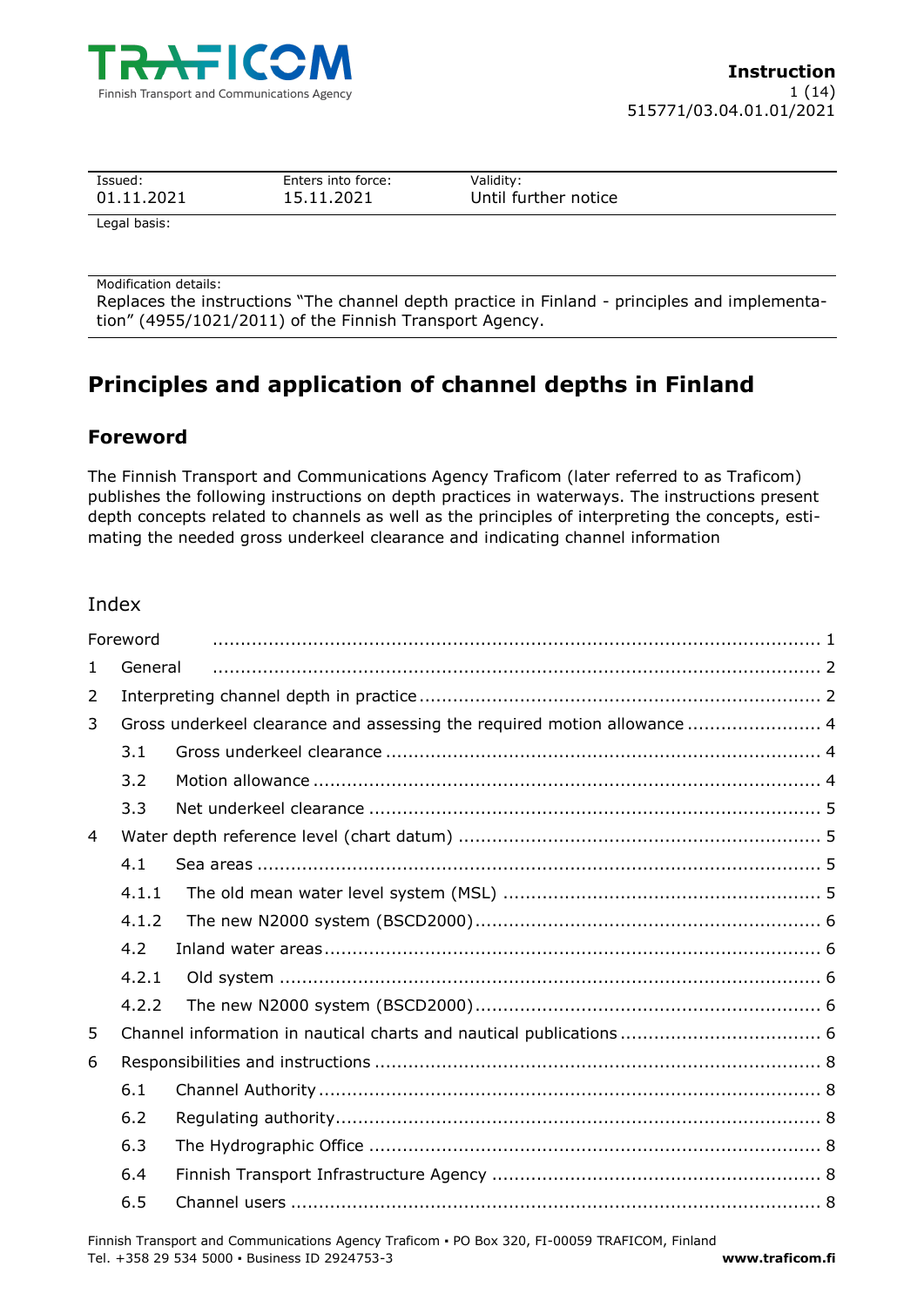**Instruction**

515771/03.04.01.01/2021

| Issued: | Enters into force: | Validity: |
| --- | --- | --- |
| 01.11.2021 | 15.11.2021 | Until further notice |

Legal basis:

Modification details:
Replaces the instructions "The channel depth practice in Finland - principles and implementation" (4955/1021/2011) of the Finnish Transport Agency.

# Principles and application of channel depths in Finland

## Foreword

The Finnish Transport and Communications Agency Traficom (later referred to as Traficom) publishes the following instructions on depth practices in waterways. The instructions present depth concepts related to channels as well as the principles of interpreting the concepts, estimating the needed gross underkeel clearance and indicating channel information

### Index

Foreword ... 1
1 General ... 2
2 Interpreting channel depth in practice ... 2
3 Gross underkeel clearance and assessing the required motion allowance ... 4
  3.1 Gross underkeel clearance ... 4
  3.2 Motion allowance ... 4
  3.3 Net underkeel clearance ... 5
4 Water depth reference level (chart datum) ... 5
  4.1 Sea areas ... 5
  4.1.1 The old mean water level system (MSL) ... 5
  4.1.2 The new N2000 system (BSCD2000) ... 6
  4.2 Inland water areas ... 6
  4.2.1 Old system ... 6
  4.2.2 The new N2000 system (BSCD2000) ... 6
5 Channel information in nautical charts and nautical publications ... 6
6 Responsibilities and instructions ... 8
  6.1 Channel Authority ... 8
  6.2 Regulating authority ... 8
  6.3 The Hydrographic Office ... 8
  6.4 Finnish Transport Infrastructure Agency ... 8
  6.5 Channel users ... 8

Finnish Transport and Communications Agency Traficom ▪ PO Box 320, FI-00059 TRAFICOM, Finland
Tel. +358 29 534 5000 ▪ Business ID 2924753-3 **www.traficom.fi**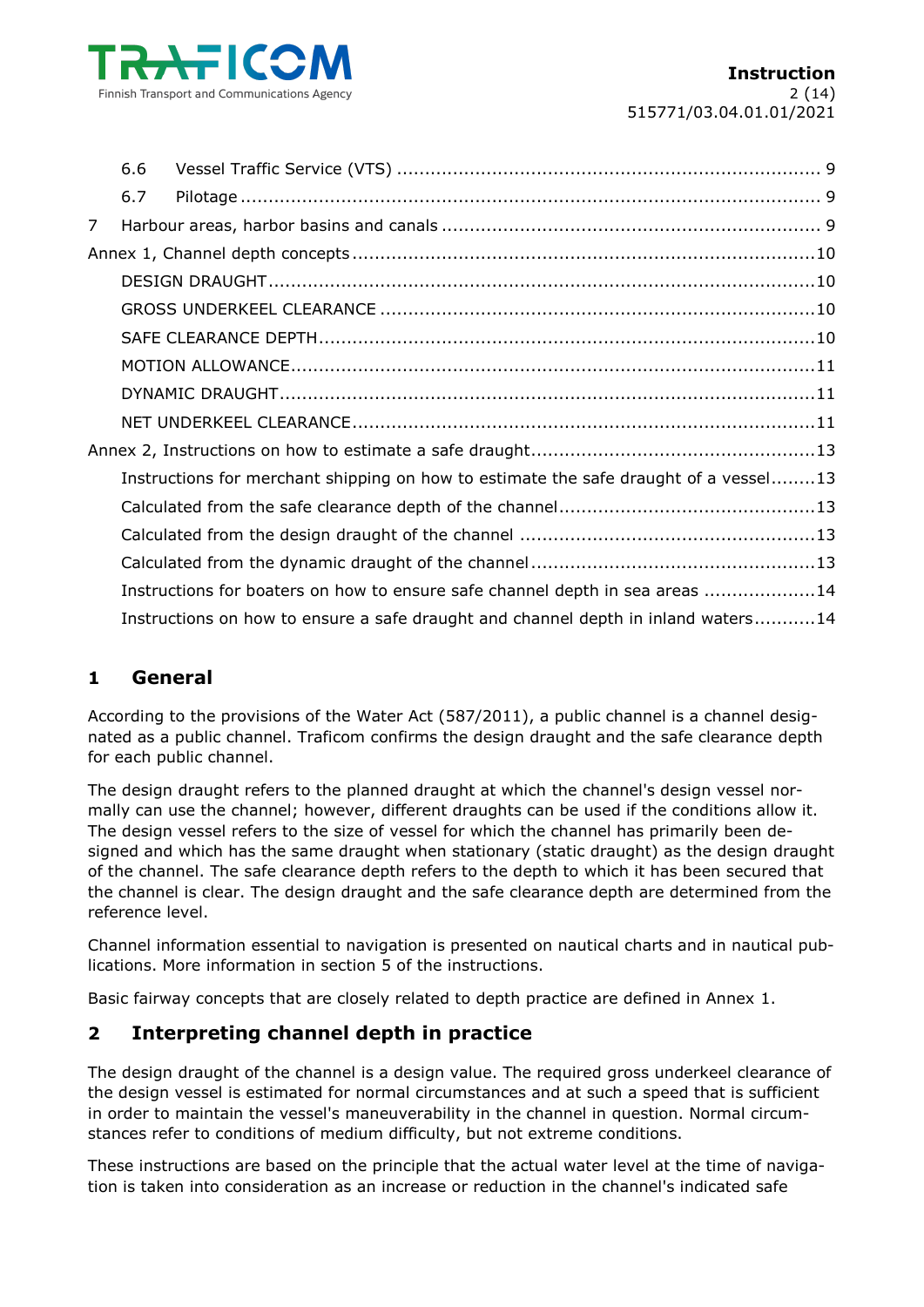6.6 Vessel Traffic Service (VTS) .......................................................................... 9
6.7 Pilotage ..................................................................................................... 9
7 Harbour areas, harbor basins and canals ................................................................... 9
Annex 1, Channel depth concepts ..................................................................................10
DESIGN DRAUGHT ..................................................................................................10
GROSS UNDERKEEL CLEARANCE .............................................................................10
SAFE CLEARANCE DEPTH.........................................................................................10
MOTION ALLOWANCE...............................................................................................11
DYNAMIC DRAUGHT................................................................................................11
NET UNDERKEEL CLEARANCE..................................................................................11
Annex 2, Instructions on how to estimate a safe draught..................................................13
Instructions for merchant shipping on how to estimate the safe draught of a vessel........13
Calculated from the safe clearance depth of the channel.............................................13
Calculated from the design draught of the channel ....................................................13
Calculated from the dynamic draught of the channel..................................................13
Instructions for boaters on how to ensure safe channel depth in sea areas ....................14
Instructions on how to ensure a safe draught and channel depth in inland waters...........14

## 1 General

According to the provisions of the Water Act (587/2011), a public channel is a channel designated as a public channel. Traficom confirms the design draught and the safe clearance depth for each public channel.

The design draught refers to the planned draught at which the channel's design vessel normally can use the channel; however, different draughts can be used if the conditions allow it. The design vessel refers to the size of vessel for which the channel has primarily been designed and which has the same draught when stationary (static draught) as the design draught of the channel. The safe clearance depth refers to the depth to which it has been secured that the channel is clear. The design draught and the safe clearance depth are determined from the reference level.

Channel information essential to navigation is presented on nautical charts and in nautical publications. More information in section 5 of the instructions.

Basic fairway concepts that are closely related to depth practice are defined in Annex 1.

## 2 Interpreting channel depth in practice

The design draught of the channel is a design value. The required gross underkeel clearance of the design vessel is estimated for normal circumstances and at such a speed that is sufficient in order to maintain the vessel's maneuverability in the channel in question. Normal circumstances refer to conditions of medium difficulty, but not extreme conditions.

These instructions are based on the principle that the actual water level at the time of navigation is taken into consideration as an increase or reduction in the channel's indicated safe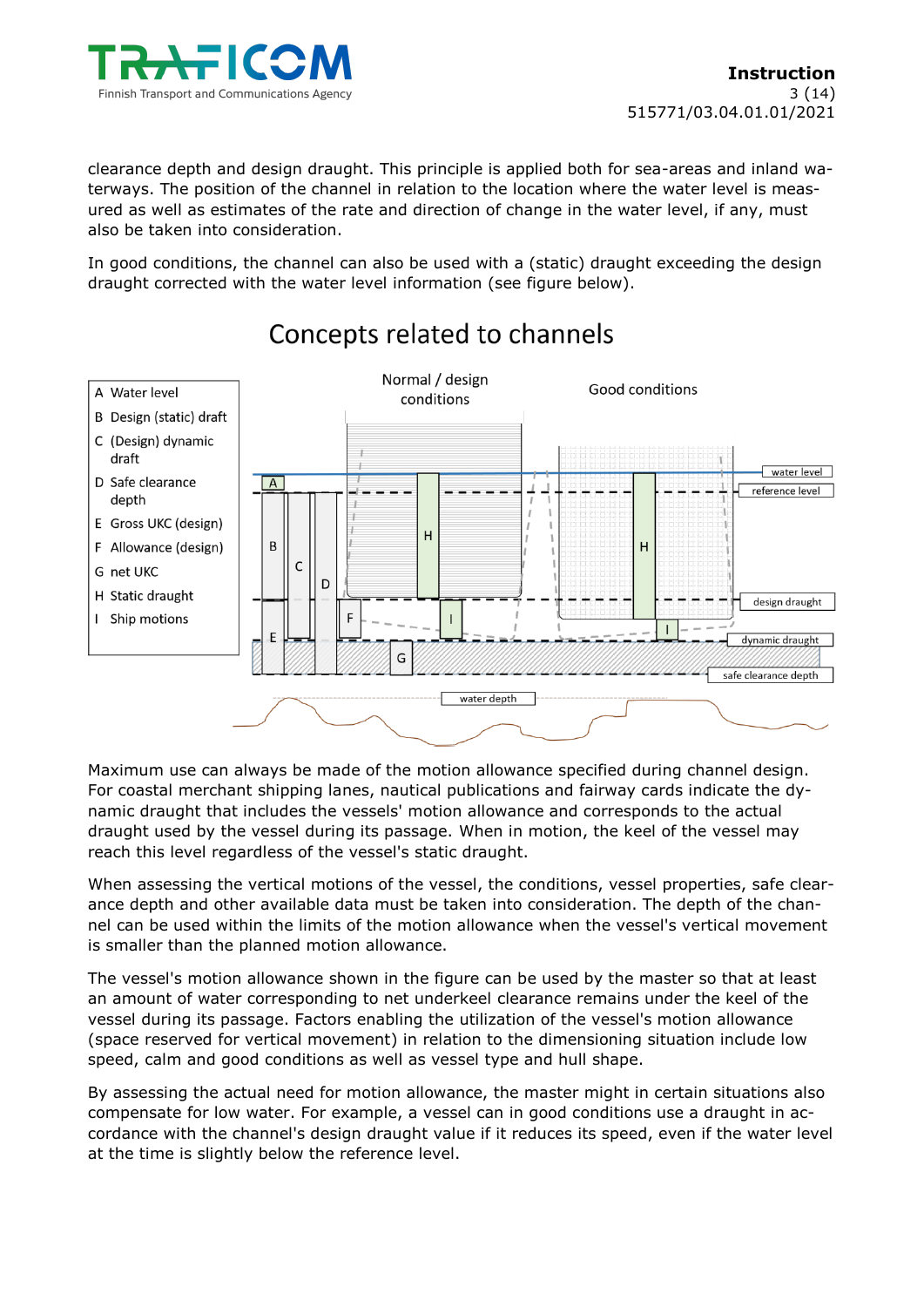clearance depth and design draught. This principle is applied both for sea-areas and inland waterways. The position of the channel in relation to the location where the water level is measured as well as estimates of the rate and direction of change in the water level, if any, must also be taken into consideration.

In good conditions, the channel can also be used with a (static) draught exceeding the design draught corrected with the water level information (see figure below).

## Concepts related to channels

A Water level
B Design (static) draft
C (Design) dynamic draft
D Safe clearance depth
E Gross UKC (design)
F Allowance (design)
G net UKC
H Static draught
I Ship motions

Normal / design conditions

Good conditions

water level
reference level
design draught
dynamic draught
safe clearance depth
water depth

Maximum use can always be made of the motion allowance specified during channel design. For coastal merchant shipping lanes, nautical publications and fairway cards indicate the dynamic draught that includes the vessels' motion allowance and corresponds to the actual draught used by the vessel during its passage. When in motion, the keel of the vessel may reach this level regardless of the vessel's static draught.

When assessing the vertical motions of the vessel, the conditions, vessel properties, safe clearance depth and other available data must be taken into consideration. The depth of the channel can be used within the limits of the motion allowance when the vessel's vertical movement is smaller than the planned motion allowance.

The vessel's motion allowance shown in the figure can be used by the master so that at least an amount of water corresponding to net underkeel clearance remains under the keel of the vessel during its passage. Factors enabling the utilization of the vessel's motion allowance (space reserved for vertical movement) in relation to the dimensioning situation include low speed, calm and good conditions as well as vessel type and hull shape.

By assessing the actual need for motion allowance, the master might in certain situations also compensate for low water. For example, a vessel can in good conditions use a draught in accordance with the channel's design draught value if it reduces its speed, even if the water level at the time is slightly below the reference level.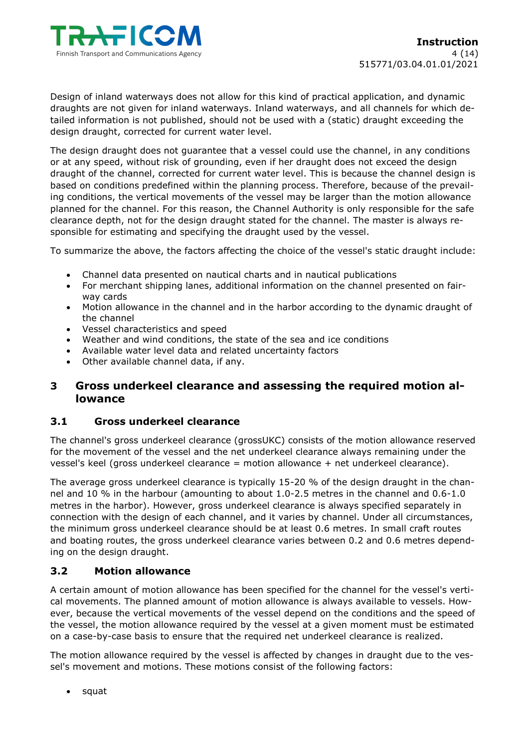Design of inland waterways does not allow for this kind of practical application, and dynamic draughts are not given for inland waterways. Inland waterways, and all channels for which detailed information is not published, should not be used with a (static) draught exceeding the design draught, corrected for current water level.

The design draught does not guarantee that a vessel could use the channel, in any conditions or at any speed, without risk of grounding, even if her draught does not exceed the design draught of the channel, corrected for current water level. This is because the channel design is based on conditions predefined within the planning process. Therefore, because of the prevailing conditions, the vertical movements of the vessel may be larger than the motion allowance planned for the channel. For this reason, the Channel Authority is only responsible for the safe clearance depth, not for the design draught stated for the channel. The master is always responsible for estimating and specifying the draught used by the vessel.

To summarize the above, the factors affecting the choice of the vessel's static draught include:

- Channel data presented on nautical charts and in nautical publications
- For merchant shipping lanes, additional information on the channel presented on fairway cards
- Motion allowance in the channel and in the harbor according to the dynamic draught of the channel
- Vessel characteristics and speed
- Weather and wind conditions, the state of the sea and ice conditions
- Available water level data and related uncertainty factors
- Other available channel data, if any.

## 3 Gross underkeel clearance and assessing the required motion allowance

### 3.1 Gross underkeel clearance

The channel's gross underkeel clearance (grossUKC) consists of the motion allowance reserved for the movement of the vessel and the net underkeel clearance always remaining under the vessel's keel (gross underkeel clearance = motion allowance + net underkeel clearance).

The average gross underkeel clearance is typically 15-20 % of the design draught in the channel and 10 % in the harbour (amounting to about 1.0-2.5 metres in the channel and 0.6-1.0 metres in the harbor). However, gross underkeel clearance is always specified separately in connection with the design of each channel, and it varies by channel. Under all circumstances, the minimum gross underkeel clearance should be at least 0.6 metres. In small craft routes and boating routes, the gross underkeel clearance varies between 0.2 and 0.6 metres depending on the design draught.

### 3.2 Motion allowance

A certain amount of motion allowance has been specified for the channel for the vessel's vertical movements. The planned amount of motion allowance is always available to vessels. However, because the vertical movements of the vessel depend on the conditions and the speed of the vessel, the motion allowance required by the vessel at a given moment must be estimated on a case-by-case basis to ensure that the required net underkeel clearance is realized.

The motion allowance required by the vessel is affected by changes in draught due to the vessel's movement and motions. These motions consist of the following factors:

- squat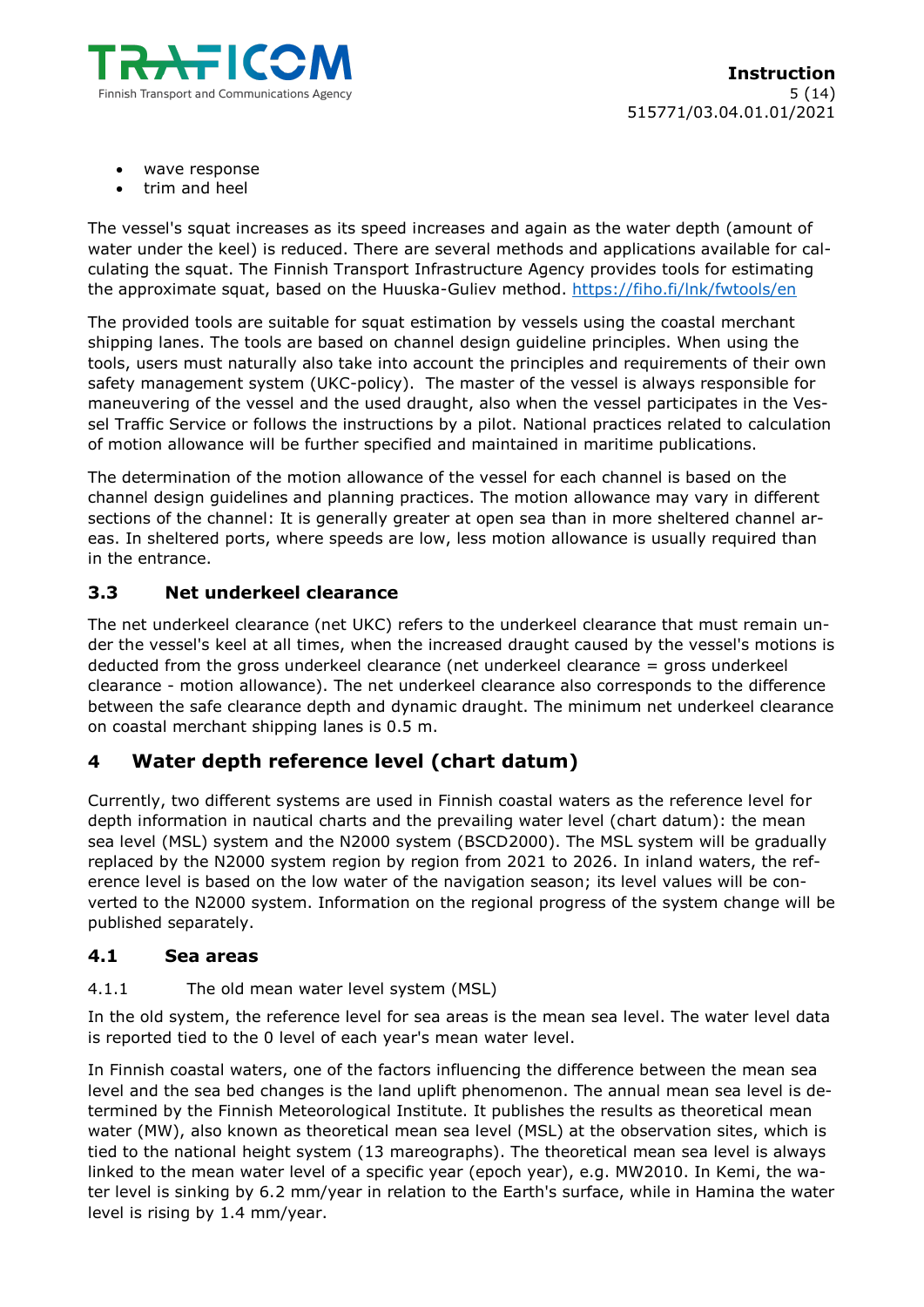- wave response
- trim and heel

The vessel's squat increases as its speed increases and again as the water depth (amount of water under the keel) is reduced. There are several methods and applications available for calculating the squat. The Finnish Transport Infrastructure Agency provides tools for estimating the approximate squat, based on the Huuska-Guliev method. https://fiho.fi/lnk/fwtools/en

The provided tools are suitable for squat estimation by vessels using the coastal merchant shipping lanes. The tools are based on channel design guideline principles. When using the tools, users must naturally also take into account the principles and requirements of their own safety management system (UKC-policy). The master of the vessel is always responsible for maneuvering of the vessel and the used draught, also when the vessel participates in the Vessel Traffic Service or follows the instructions by a pilot. National practices related to calculation of motion allowance will be further specified and maintained in maritime publications.

The determination of the motion allowance of the vessel for each channel is based on the channel design guidelines and planning practices. The motion allowance may vary in different sections of the channel: It is generally greater at open sea than in more sheltered channel areas. In sheltered ports, where speeds are low, less motion allowance is usually required than in the entrance.

### 3.3 Net underkeel clearance

The net underkeel clearance (net UKC) refers to the underkeel clearance that must remain under the vessel's keel at all times, when the increased draught caused by the vessel's motions is deducted from the gross underkeel clearance (net underkeel clearance = gross underkeel clearance - motion allowance). The net underkeel clearance also corresponds to the difference between the safe clearance depth and dynamic draught. The minimum net underkeel clearance on coastal merchant shipping lanes is 0.5 m.

## 4 Water depth reference level (chart datum)

Currently, two different systems are used in Finnish coastal waters as the reference level for depth information in nautical charts and the prevailing water level (chart datum): the mean sea level (MSL) system and the N2000 system (BSCD2000). The MSL system will be gradually replaced by the N2000 system region by region from 2021 to 2026. In inland waters, the reference level is based on the low water of the navigation season; its level values will be converted to the N2000 system. Information on the regional progress of the system change will be published separately.

### 4.1 Sea areas

#### 4.1.1 The old mean water level system (MSL)

In the old system, the reference level for sea areas is the mean sea level. The water level data is reported tied to the 0 level of each year's mean water level.

In Finnish coastal waters, one of the factors influencing the difference between the mean sea level and the sea bed changes is the land uplift phenomenon. The annual mean sea level is determined by the Finnish Meteorological Institute. It publishes the results as theoretical mean water (MW), also known as theoretical mean sea level (MSL) at the observation sites, which is tied to the national height system (13 mareographs). The theoretical mean sea level is always linked to the mean water level of a specific year (epoch year), e.g. MW2010. In Kemi, the water level is sinking by 6.2 mm/year in relation to the Earth's surface, while in Hamina the water level is rising by 1.4 mm/year.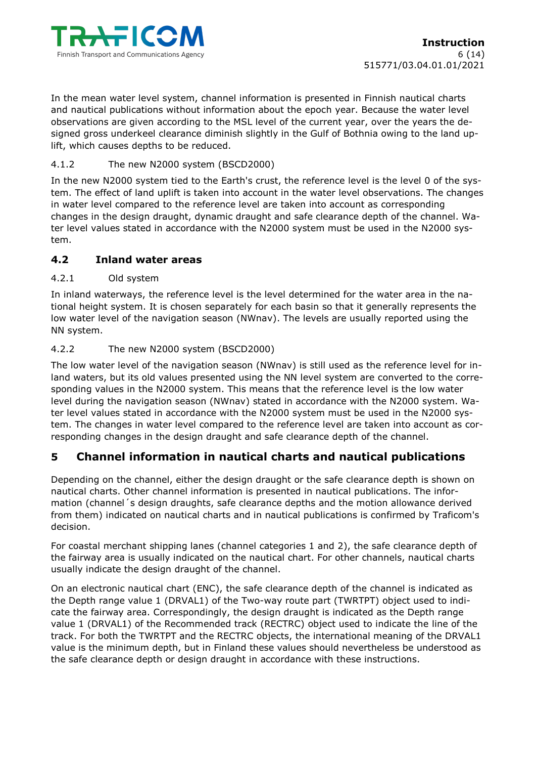In the mean water level system, channel information is presented in Finnish nautical charts and nautical publications without information about the epoch year. Because the water level observations are given according to the MSL level of the current year, over the years the designed gross underkeel clearance diminish slightly in the Gulf of Bothnia owing to the land uplift, which causes depths to be reduced.

#### 4.1.2 The new N2000 system (BSCD2000)

In the new N2000 system tied to the Earth's crust, the reference level is the level 0 of the system. The effect of land uplift is taken into account in the water level observations. The changes in water level compared to the reference level are taken into account as corresponding changes in the design draught, dynamic draught and safe clearance depth of the channel. Water level values stated in accordance with the N2000 system must be used in the N2000 system.

### 4.2 Inland water areas

#### 4.2.1 Old system

In inland waterways, the reference level is the level determined for the water area in the national height system. It is chosen separately for each basin so that it generally represents the low water level of the navigation season (NWnav). The levels are usually reported using the NN system.

#### 4.2.2 The new N2000 system (BSCD2000)

The low water level of the navigation season (NWnav) is still used as the reference level for inland waters, but its old values presented using the NN level system are converted to the corresponding values in the N2000 system. This means that the reference level is the low water level during the navigation season (NWnav) stated in accordance with the N2000 system. Water level values stated in accordance with the N2000 system must be used in the N2000 system. The changes in water level compared to the reference level are taken into account as corresponding changes in the design draught and safe clearance depth of the channel.

## 5 Channel information in nautical charts and nautical publications

Depending on the channel, either the design draught or the safe clearance depth is shown on nautical charts. Other channel information is presented in nautical publications. The information (channel´s design draughts, safe clearance depths and the motion allowance derived from them) indicated on nautical charts and in nautical publications is confirmed by Traficom's decision.

For coastal merchant shipping lanes (channel categories 1 and 2), the safe clearance depth of the fairway area is usually indicated on the nautical chart. For other channels, nautical charts usually indicate the design draught of the channel.

On an electronic nautical chart (ENC), the safe clearance depth of the channel is indicated as the Depth range value 1 (DRVAL1) of the Two-way route part (TWRTPT) object used to indicate the fairway area. Correspondingly, the design draught is indicated as the Depth range value 1 (DRVAL1) of the Recommended track (RECTRC) object used to indicate the line of the track. For both the TWRTPT and the RECTRC objects, the international meaning of the DRVAL1 value is the minimum depth, but in Finland these values should nevertheless be understood as the safe clearance depth or design draught in accordance with these instructions.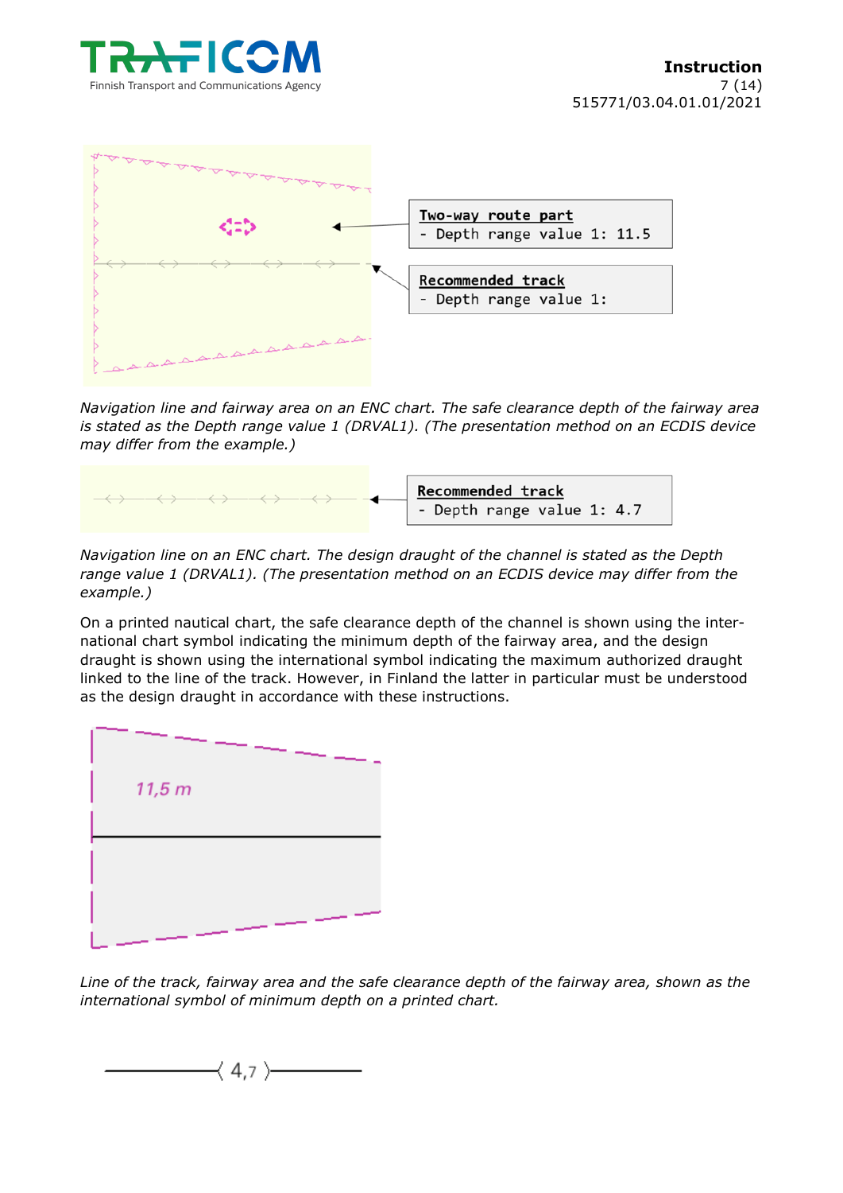**Two-way route part**
- Depth range value 1: 11.5

**Recommended track**
- Depth range value 1:

*Navigation line and fairway area on an ENC chart. The safe clearance depth of the fairway area is stated as the Depth range value 1 (DRVAL1). (The presentation method on an ECDIS device may differ from the example.)*

**Recommended track**
- Depth range value 1: 4.7

*Navigation line on an ENC chart. The design draught of the channel is stated as the Depth range value 1 (DRVAL1). (The presentation method on an ECDIS device may differ from the example.)*

On a printed nautical chart, the safe clearance depth of the channel is shown using the international chart symbol indicating the minimum depth of the fairway area, and the design draught is shown using the international symbol indicating the maximum authorized draught linked to the line of the track. However, in Finland the latter in particular must be understood as the design draught in accordance with these instructions.

11,5 m

*Line of the track, fairway area and the safe clearance depth of the fairway area, shown as the international symbol of minimum depth on a printed chart.*

⟨ 4,7 ⟩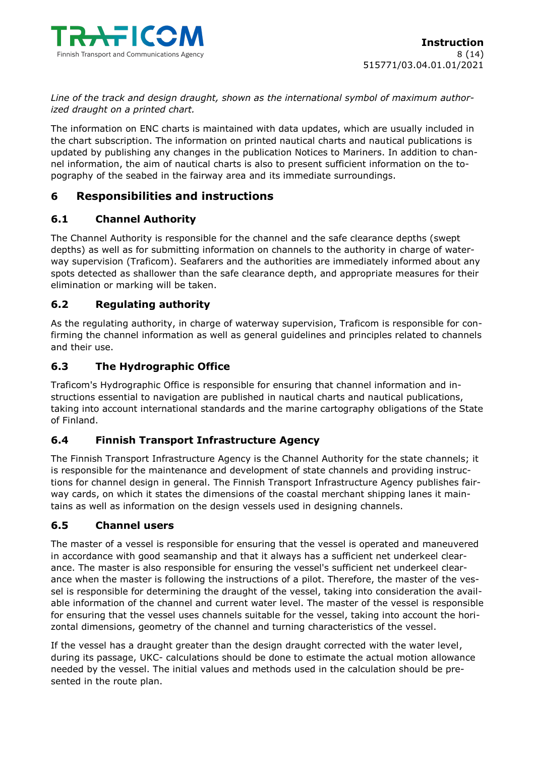*Line of the track and design draught, shown as the international symbol of maximum authorized draught on a printed chart.*

The information on ENC charts is maintained with data updates, which are usually included in the chart subscription. The information on printed nautical charts and nautical publications is updated by publishing any changes in the publication Notices to Mariners. In addition to channel information, the aim of nautical charts is also to present sufficient information on the topography of the seabed in the fairway area and its immediate surroundings.

## 6 Responsibilities and instructions

### 6.1 Channel Authority

The Channel Authority is responsible for the channel and the safe clearance depths (swept depths) as well as for submitting information on channels to the authority in charge of waterway supervision (Traficom). Seafarers and the authorities are immediately informed about any spots detected as shallower than the safe clearance depth, and appropriate measures for their elimination or marking will be taken.

### 6.2 Regulating authority

As the regulating authority, in charge of waterway supervision, Traficom is responsible for confirming the channel information as well as general guidelines and principles related to channels and their use.

### 6.3 The Hydrographic Office

Traficom's Hydrographic Office is responsible for ensuring that channel information and instructions essential to navigation are published in nautical charts and nautical publications, taking into account international standards and the marine cartography obligations of the State of Finland.

### 6.4 Finnish Transport Infrastructure Agency

The Finnish Transport Infrastructure Agency is the Channel Authority for the state channels; it is responsible for the maintenance and development of state channels and providing instructions for channel design in general. The Finnish Transport Infrastructure Agency publishes fairway cards, on which it states the dimensions of the coastal merchant shipping lanes it maintains as well as information on the design vessels used in designing channels.

### 6.5 Channel users

The master of a vessel is responsible for ensuring that the vessel is operated and maneuvered in accordance with good seamanship and that it always has a sufficient net underkeel clearance. The master is also responsible for ensuring the vessel's sufficient net underkeel clearance when the master is following the instructions of a pilot. Therefore, the master of the vessel is responsible for determining the draught of the vessel, taking into consideration the available information of the channel and current water level. The master of the vessel is responsible for ensuring that the vessel uses channels suitable for the vessel, taking into account the horizontal dimensions, geometry of the channel and turning characteristics of the vessel.

If the vessel has a draught greater than the design draught corrected with the water level, during its passage, UKC- calculations should be done to estimate the actual motion allowance needed by the vessel. The initial values and methods used in the calculation should be presented in the route plan.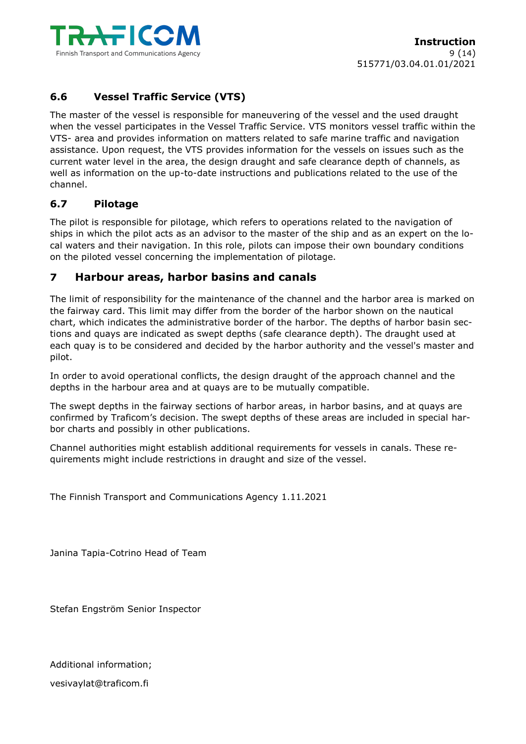### 6.6 Vessel Traffic Service (VTS)

The master of the vessel is responsible for maneuvering of the vessel and the used draught when the vessel participates in the Vessel Traffic Service. VTS monitors vessel traffic within the VTS- area and provides information on matters related to safe marine traffic and navigation assistance. Upon request, the VTS provides information for the vessels on issues such as the current water level in the area, the design draught and safe clearance depth of channels, as well as information on the up-to-date instructions and publications related to the use of the channel.

### 6.7 Pilotage

The pilot is responsible for pilotage, which refers to operations related to the navigation of ships in which the pilot acts as an advisor to the master of the ship and as an expert on the local waters and their navigation. In this role, pilots can impose their own boundary conditions on the piloted vessel concerning the implementation of pilotage.

## 7 Harbour areas, harbor basins and canals

The limit of responsibility for the maintenance of the channel and the harbor area is marked on the fairway card. This limit may differ from the border of the harbor shown on the nautical chart, which indicates the administrative border of the harbor. The depths of harbor basin sections and quays are indicated as swept depths (safe clearance depth). The draught used at each quay is to be considered and decided by the harbor authority and the vessel's master and pilot.

In order to avoid operational conflicts, the design draught of the approach channel and the depths in the harbour area and at quays are to be mutually compatible.

The swept depths in the fairway sections of harbor areas, in harbor basins, and at quays are confirmed by Traficom's decision. The swept depths of these areas are included in special harbor charts and possibly in other publications.

Channel authorities might establish additional requirements for vessels in canals. These requirements might include restrictions in draught and size of the vessel.

The Finnish Transport and Communications Agency 1.11.2021

Janina Tapia-Cotrino Head of Team

Stefan Engström Senior Inspector

Additional information;

vesivaylat@traficom.fi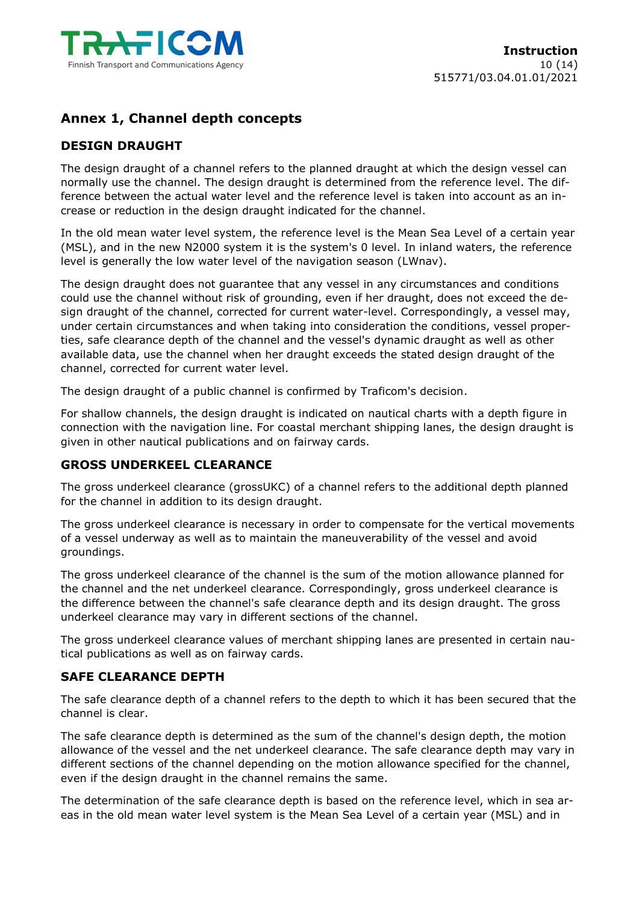## Annex 1, Channel depth concepts

### DESIGN DRAUGHT

The design draught of a channel refers to the planned draught at which the design vessel can normally use the channel. The design draught is determined from the reference level. The difference between the actual water level and the reference level is taken into account as an increase or reduction in the design draught indicated for the channel.

In the old mean water level system, the reference level is the Mean Sea Level of a certain year (MSL), and in the new N2000 system it is the system's 0 level. In inland waters, the reference level is generally the low water level of the navigation season (LWnav).

The design draught does not guarantee that any vessel in any circumstances and conditions could use the channel without risk of grounding, even if her draught, does not exceed the design draught of the channel, corrected for current water-level. Correspondingly, a vessel may, under certain circumstances and when taking into consideration the conditions, vessel properties, safe clearance depth of the channel and the vessel's dynamic draught as well as other available data, use the channel when her draught exceeds the stated design draught of the channel, corrected for current water level.

The design draught of a public channel is confirmed by Traficom's decision.

For shallow channels, the design draught is indicated on nautical charts with a depth figure in connection with the navigation line. For coastal merchant shipping lanes, the design draught is given in other nautical publications and on fairway cards.

### GROSS UNDERKEEL CLEARANCE

The gross underkeel clearance (grossUKC) of a channel refers to the additional depth planned for the channel in addition to its design draught.

The gross underkeel clearance is necessary in order to compensate for the vertical movements of a vessel underway as well as to maintain the maneuverability of the vessel and avoid groundings.

The gross underkeel clearance of the channel is the sum of the motion allowance planned for the channel and the net underkeel clearance. Correspondingly, gross underkeel clearance is the difference between the channel's safe clearance depth and its design draught. The gross underkeel clearance may vary in different sections of the channel.

The gross underkeel clearance values of merchant shipping lanes are presented in certain nautical publications as well as on fairway cards.

### SAFE CLEARANCE DEPTH

The safe clearance depth of a channel refers to the depth to which it has been secured that the channel is clear.

The safe clearance depth is determined as the sum of the channel's design depth, the motion allowance of the vessel and the net underkeel clearance. The safe clearance depth may vary in different sections of the channel depending on the motion allowance specified for the channel, even if the design draught in the channel remains the same.

The determination of the safe clearance depth is based on the reference level, which in sea areas in the old mean water level system is the Mean Sea Level of a certain year (MSL) and in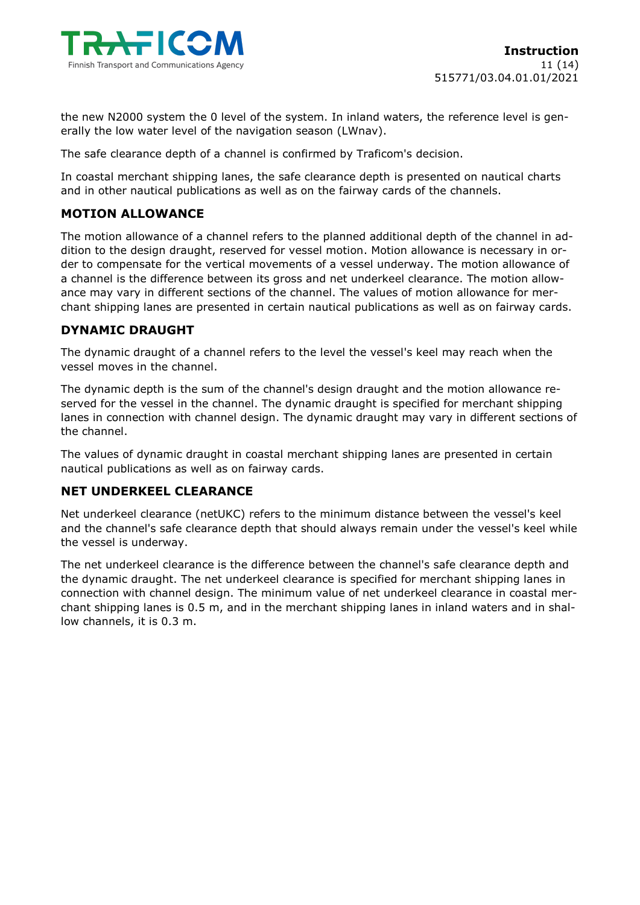the new N2000 system the 0 level of the system. In inland waters, the reference level is generally the low water level of the navigation season (LWnav).

The safe clearance depth of a channel is confirmed by Traficom's decision.

In coastal merchant shipping lanes, the safe clearance depth is presented on nautical charts and in other nautical publications as well as on the fairway cards of the channels.

## MOTION ALLOWANCE

The motion allowance of a channel refers to the planned additional depth of the channel in addition to the design draught, reserved for vessel motion. Motion allowance is necessary in order to compensate for the vertical movements of a vessel underway. The motion allowance of a channel is the difference between its gross and net underkeel clearance. The motion allowance may vary in different sections of the channel. The values of motion allowance for merchant shipping lanes are presented in certain nautical publications as well as on fairway cards.

## DYNAMIC DRAUGHT

The dynamic draught of a channel refers to the level the vessel's keel may reach when the vessel moves in the channel.

The dynamic depth is the sum of the channel's design draught and the motion allowance reserved for the vessel in the channel. The dynamic draught is specified for merchant shipping lanes in connection with channel design. The dynamic draught may vary in different sections of the channel.

The values of dynamic draught in coastal merchant shipping lanes are presented in certain nautical publications as well as on fairway cards.

## NET UNDERKEEL CLEARANCE

Net underkeel clearance (netUKC) refers to the minimum distance between the vessel's keel and the channel's safe clearance depth that should always remain under the vessel's keel while the vessel is underway.

The net underkeel clearance is the difference between the channel's safe clearance depth and the dynamic draught. The net underkeel clearance is specified for merchant shipping lanes in connection with channel design. The minimum value of net underkeel clearance in coastal merchant shipping lanes is 0.5 m, and in the merchant shipping lanes in inland waters and in shallow channels, it is 0.3 m.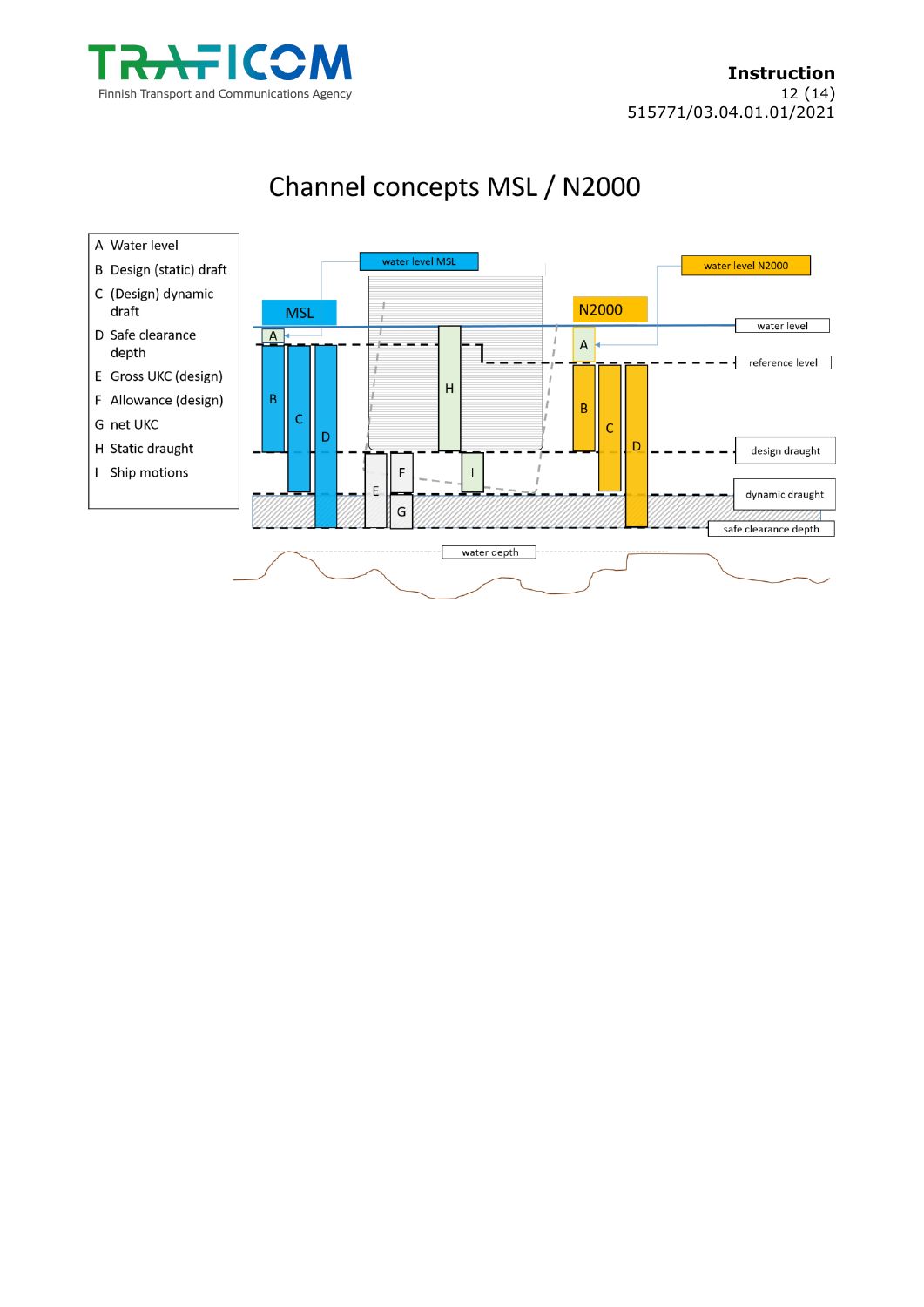# Channel concepts MSL / N2000

- A Water level
- B Design (static) draft
- C (Design) dynamic draft
- D Safe clearance depth
- E Gross UKC (design)
- F Allowance (design)
- G net UKC
- H Static draught
- I Ship motions

water level MSL

water level N2000

MSL

N2000

water level

reference level

design draught

dynamic draught

safe clearance depth

water depth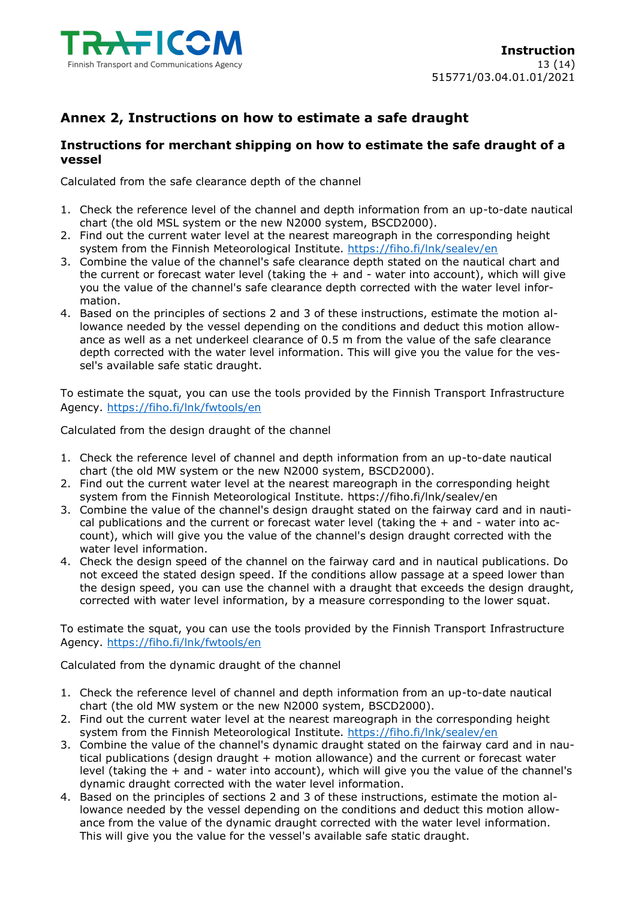## Annex 2, Instructions on how to estimate a safe draught

### Instructions for merchant shipping on how to estimate the safe draught of a vessel

Calculated from the safe clearance depth of the channel

1. Check the reference level of the channel and depth information from an up-to-date nautical chart (the old MSL system or the new N2000 system, BSCD2000).
2. Find out the current water level at the nearest mareograph in the corresponding height system from the Finnish Meteorological Institute. https://fiho.fi/lnk/sealev/en
3. Combine the value of the channel's safe clearance depth stated on the nautical chart and the current or forecast water level (taking the + and - water into account), which will give you the value of the channel's safe clearance depth corrected with the water level information.
4. Based on the principles of sections 2 and 3 of these instructions, estimate the motion allowance needed by the vessel depending on the conditions and deduct this motion allowance as well as a net underkeel clearance of 0.5 m from the value of the safe clearance depth corrected with the water level information. This will give you the value for the vessel's available safe static draught.

To estimate the squat, you can use the tools provided by the Finnish Transport Infrastructure Agency. https://fiho.fi/lnk/fwtools/en

Calculated from the design draught of the channel

1. Check the reference level of channel and depth information from an up-to-date nautical chart (the old MW system or the new N2000 system, BSCD2000).
2. Find out the current water level at the nearest mareograph in the corresponding height system from the Finnish Meteorological Institute. https://fiho.fi/lnk/sealev/en
3. Combine the value of the channel's design draught stated on the fairway card and in nautical publications and the current or forecast water level (taking the + and - water into account), which will give you the value of the channel's design draught corrected with the water level information.
4. Check the design speed of the channel on the fairway card and in nautical publications. Do not exceed the stated design speed. If the conditions allow passage at a speed lower than the design speed, you can use the channel with a draught that exceeds the design draught, corrected with water level information, by a measure corresponding to the lower squat.

To estimate the squat, you can use the tools provided by the Finnish Transport Infrastructure Agency. https://fiho.fi/lnk/fwtools/en

Calculated from the dynamic draught of the channel

1. Check the reference level of channel and depth information from an up-to-date nautical chart (the old MW system or the new N2000 system, BSCD2000).
2. Find out the current water level at the nearest mareograph in the corresponding height system from the Finnish Meteorological Institute. https://fiho.fi/lnk/sealev/en
3. Combine the value of the channel's dynamic draught stated on the fairway card and in nautical publications (design draught + motion allowance) and the current or forecast water level (taking the + and - water into account), which will give you the value of the channel's dynamic draught corrected with the water level information.
4. Based on the principles of sections 2 and 3 of these instructions, estimate the motion allowance needed by the vessel depending on the conditions and deduct this motion allowance from the value of the dynamic draught corrected with the water level information. This will give you the value for the vessel's available safe static draught.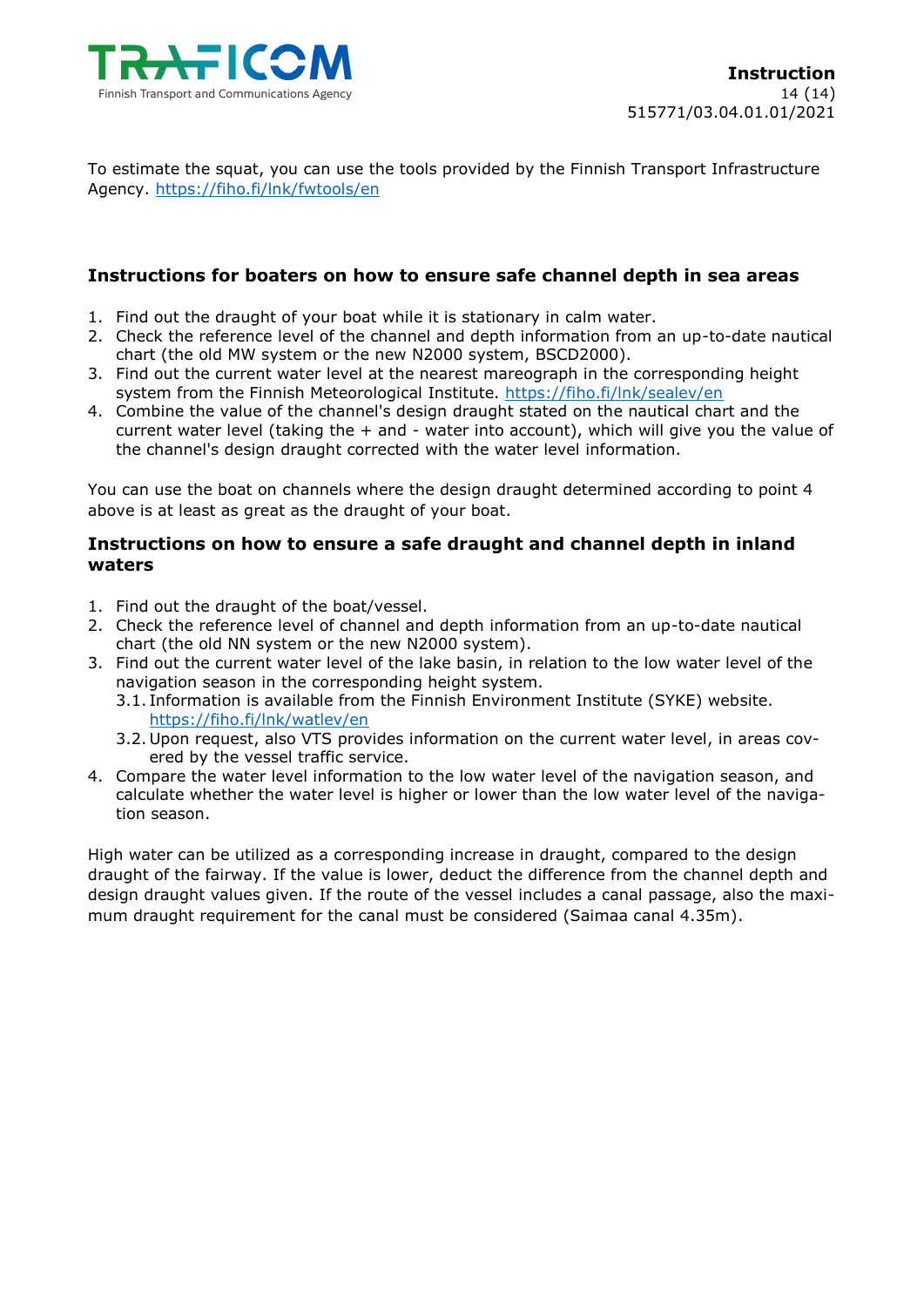To estimate the squat, you can use the tools provided by the Finnish Transport Infrastructure Agency. https://fiho.fi/lnk/fwtools/en

## Instructions for boaters on how to ensure safe channel depth in sea areas

1. Find out the draught of your boat while it is stationary in calm water.
2. Check the reference level of the channel and depth information from an up-to-date nautical chart (the old MW system or the new N2000 system, BSCD2000).
3. Find out the current water level at the nearest mareograph in the corresponding height system from the Finnish Meteorological Institute. https://fiho.fi/lnk/sealev/en
4. Combine the value of the channel's design draught stated on the nautical chart and the current water level (taking the + and - water into account), which will give you the value of the channel's design draught corrected with the water level information.

You can use the boat on channels where the design draught determined according to point 4 above is at least as great as the draught of your boat.

## Instructions on how to ensure a safe draught and channel depth in inland waters

1. Find out the draught of the boat/vessel.
2. Check the reference level of channel and depth information from an up-to-date nautical chart (the old NN system or the new N2000 system).
3. Find out the current water level of the lake basin, in relation to the low water level of the navigation season in the corresponding height system.
   - 3.1. Information is available from the Finnish Environment Institute (SYKE) website. https://fiho.fi/lnk/watlev/en
   - 3.2. Upon request, also VTS provides information on the current water level, in areas covered by the vessel traffic service.
4. Compare the water level information to the low water level of the navigation season, and calculate whether the water level is higher or lower than the low water level of the navigation season.

High water can be utilized as a corresponding increase in draught, compared to the design draught of the fairway. If the value is lower, deduct the difference from the channel depth and design draught values given. If the route of the vessel includes a canal passage, also the maximum draught requirement for the canal must be considered (Saimaa canal 4.35m).